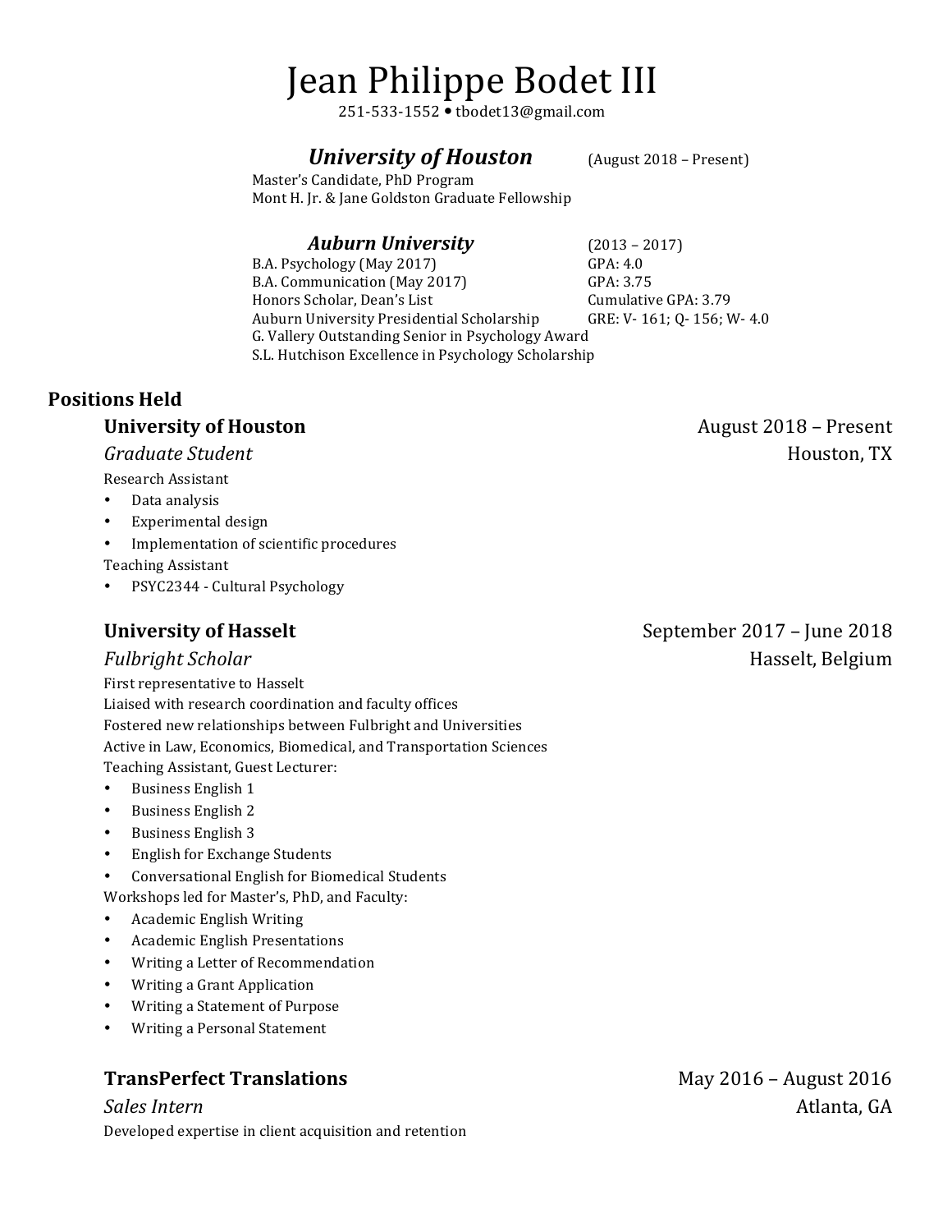# Jean Philippe Bodet III

251-533-1552 • tbodet13@gmail.com

### *University of Houston* (August 2018 – Present)

Master's Candidate, PhD Program
Mont H. Jr. & Jane Goldston Graduate Fellowship

### *Auburn University* (2013 – 2017)

| | |
|---|---|
| B.A. Psychology (May 2017) | GPA: 4.0 |
| B.A. Communication (May 2017) | GPA: 3.75 |
| Honors Scholar, Dean's List | Cumulative GPA: 3.79 |
| Auburn University Presidential Scholarship | GRE: V- 161; Q- 156; W- 4.0 |

G. Vallery Outstanding Senior in Psychology Award
S.L. Hutchison Excellence in Psychology Scholarship

## Positions Held

### University of Houston — August 2018 – Present

*Graduate Student* — Houston, TX

Research Assistant

- Data analysis
- Experimental design
- Implementation of scientific procedures

Teaching Assistant

- PSYC2344 - Cultural Psychology

### University of Hasselt — September 2017 – June 2018

*Fulbright Scholar* — Hasselt, Belgium

First representative to Hasselt
Liaised with research coordination and faculty offices
Fostered new relationships between Fulbright and Universities
Active in Law, Economics, Biomedical, and Transportation Sciences
Teaching Assistant, Guest Lecturer:

- Business English 1
- Business English 2
- Business English 3
- English for Exchange Students
- Conversational English for Biomedical Students

Workshops led for Master's, PhD, and Faculty:

- Academic English Writing
- Academic English Presentations
- Writing a Letter of Recommendation
- Writing a Grant Application
- Writing a Statement of Purpose
- Writing a Personal Statement

### TransPerfect Translations — May 2016 – August 2016

*Sales Intern* — Atlanta, GA

Developed expertise in client acquisition and retention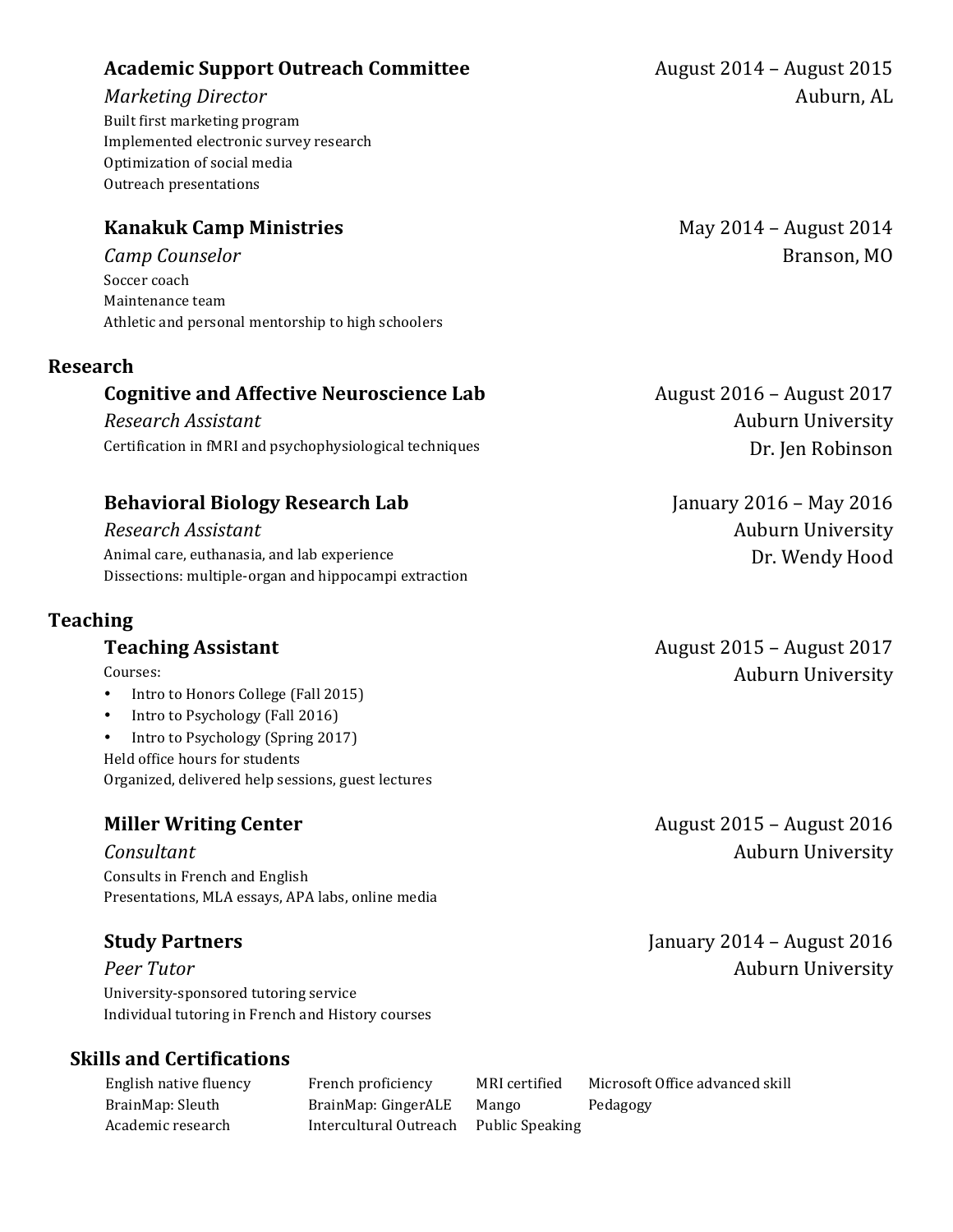### Academic Support Outreach Committee

*Marketing Director*

August 2014 – August 2015
Auburn, AL

Built first marketing program
Implemented electronic survey research
Optimization of social media
Outreach presentations

### Kanakuk Camp Ministries

*Camp Counselor*

May 2014 – August 2014
Branson, MO

Soccer coach
Maintenance team
Athletic and personal mentorship to high schoolers

## Research

### Cognitive and Affective Neuroscience Lab

*Research Assistant*

August 2016 – August 2017
Auburn University
Dr. Jen Robinson

Certification in fMRI and psychophysiological techniques

### Behavioral Biology Research Lab

*Research Assistant*

January 2016 – May 2016
Auburn University
Dr. Wendy Hood

Animal care, euthanasia, and lab experience
Dissections: multiple-organ and hippocampi extraction

## Teaching

### Teaching Assistant

August 2015 – August 2017
Auburn University

Courses:

- Intro to Honors College (Fall 2015)
- Intro to Psychology (Fall 2016)
- Intro to Psychology (Spring 2017)

Held office hours for students
Organized, delivered help sessions, guest lectures

### Miller Writing Center

*Consultant*

August 2015 – August 2016
Auburn University

Consults in French and English
Presentations, MLA essays, APA labs, online media

### Study Partners

*Peer Tutor*

January 2014 – August 2016
Auburn University

University-sponsored tutoring service
Individual tutoring in French and History courses

## Skills and Certifications

| | | | |
|---|---|---|---|
| English native fluency | French proficiency | MRI certified | Microsoft Office advanced skill |
| BrainMap: Sleuth | BrainMap: GingerALE | Mango | Pedagogy |
| Academic research | Intercultural Outreach | Public Speaking | |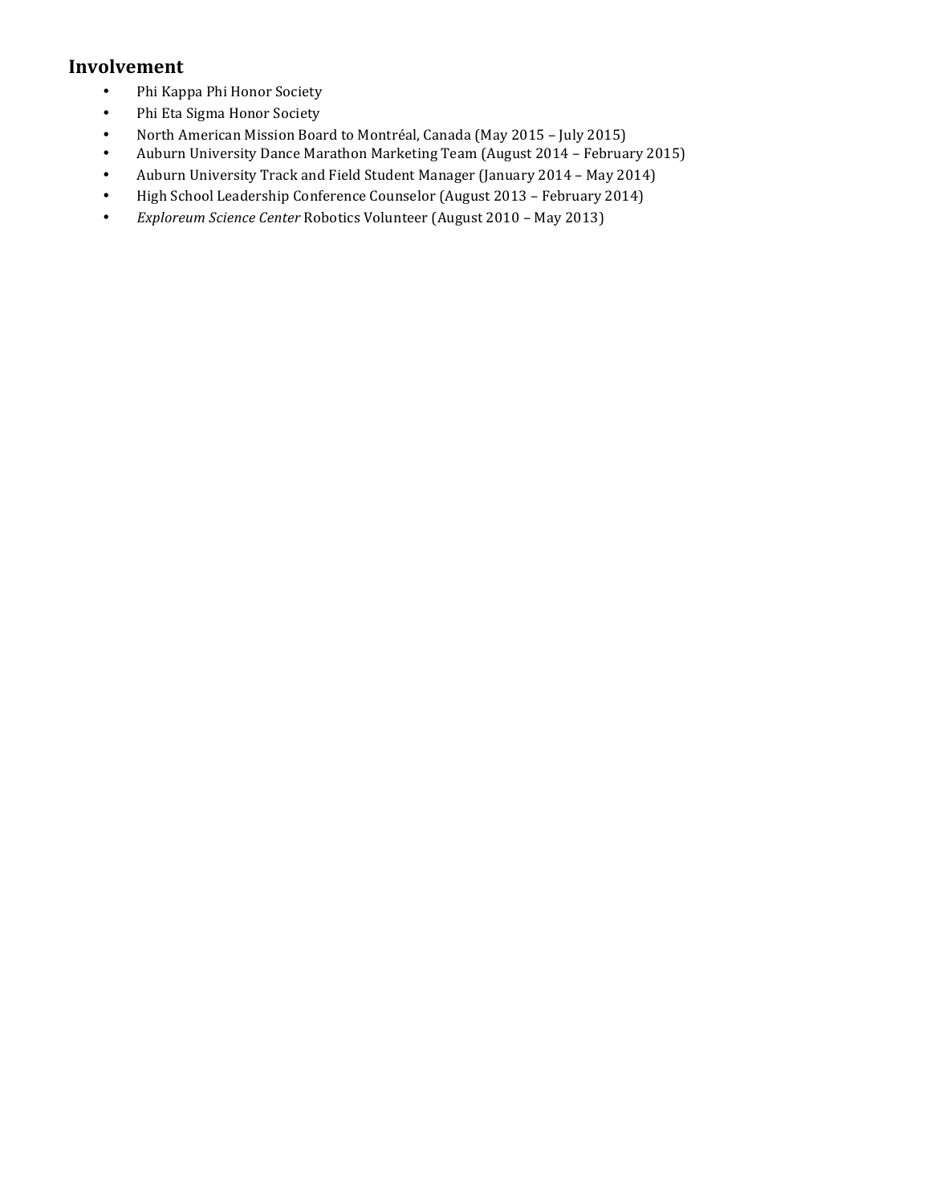## Involvement

- Phi Kappa Phi Honor Society
- Phi Eta Sigma Honor Society
- North American Mission Board to Montréal, Canada (May 2015 – July 2015)
- Auburn University Dance Marathon Marketing Team (August 2014 – February 2015)
- Auburn University Track and Field Student Manager (January 2014 – May 2014)
- High School Leadership Conference Counselor (August 2013 – February 2014)
- *Exploreum Science Center* Robotics Volunteer (August 2010 – May 2013)